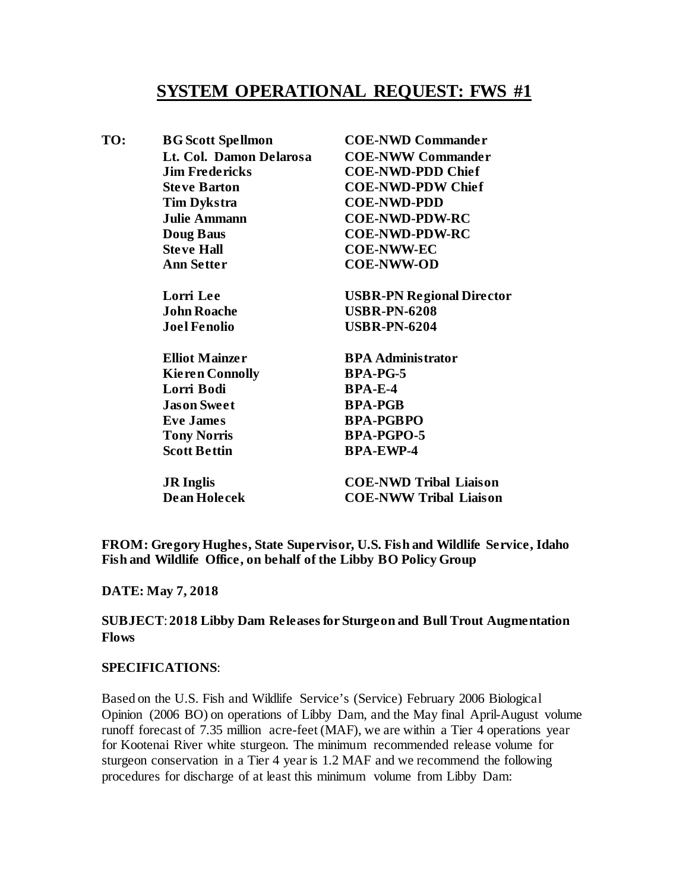# SYSTEM OPERATIONAL REQUEST: FWS #1

| **TO:** | | |
|---|---|---|
| | **BG Scott Spellmon** | **COE-NWD Commander** |
| | **Lt. Col. Damon Delarosa** | **COE-NWW Commander** |
| | **Jim Fredericks** | **COE-NWD-PDD Chief** |
| | **Steve Barton** | **COE-NWD-PDW Chief** |
| | **Tim Dykstra** | **COE-NWD-PDD** |
| | **Julie Ammann** | **COE-NWD-PDW-RC** |
| | **Doug Baus** | **COE-NWD-PDW-RC** |
| | **Steve Hall** | **COE-NWW-EC** |
| | **Ann Setter** | **COE-NWW-OD** |
| | | |
| | **Lorri Lee** | **USBR-PN Regional Director** |
| | **John Roache** | **USBR-PN-6208** |
| | **Joel Fenolio** | **USBR-PN-6204** |
| | | |
| | **Elliot Mainzer** | **BPA Administrator** |
| | **Kieren Connolly** | **BPA-PG-5** |
| | **Lorri Bodi** | **BPA-E-4** |
| | **Jason Sweet** | **BPA-PGB** |
| | **Eve James** | **BPA-PGBPO** |
| | **Tony Norris** | **BPA-PGPO-5** |
| | **Scott Bettin** | **BPA-EWP-4** |
| | | |
| | **JR Inglis** | **COE-NWD Tribal Liaison** |
| | **Dean Holecek** | **COE-NWW Tribal Liaison** |

**FROM: Gregory Hughes, State Supervisor, U.S. Fish and Wildlife Service, Idaho Fish and Wildlife Office, on behalf of the Libby BO Policy Group**

**DATE: May 7, 2018**

**SUBJECT**: **2018 Libby Dam Releases for Sturgeon and Bull Trout Augmentation Flows**

**SPECIFICATIONS**:

Based on the U.S. Fish and Wildlife Service's (Service) February 2006 Biological Opinion (2006 BO) on operations of Libby Dam, and the May final April-August volume runoff forecast of 7.35 million acre-feet (MAF), we are within a Tier 4 operations year for Kootenai River white sturgeon. The minimum recommended release volume for sturgeon conservation in a Tier 4 year is 1.2 MAF and we recommend the following procedures for discharge of at least this minimum volume from Libby Dam: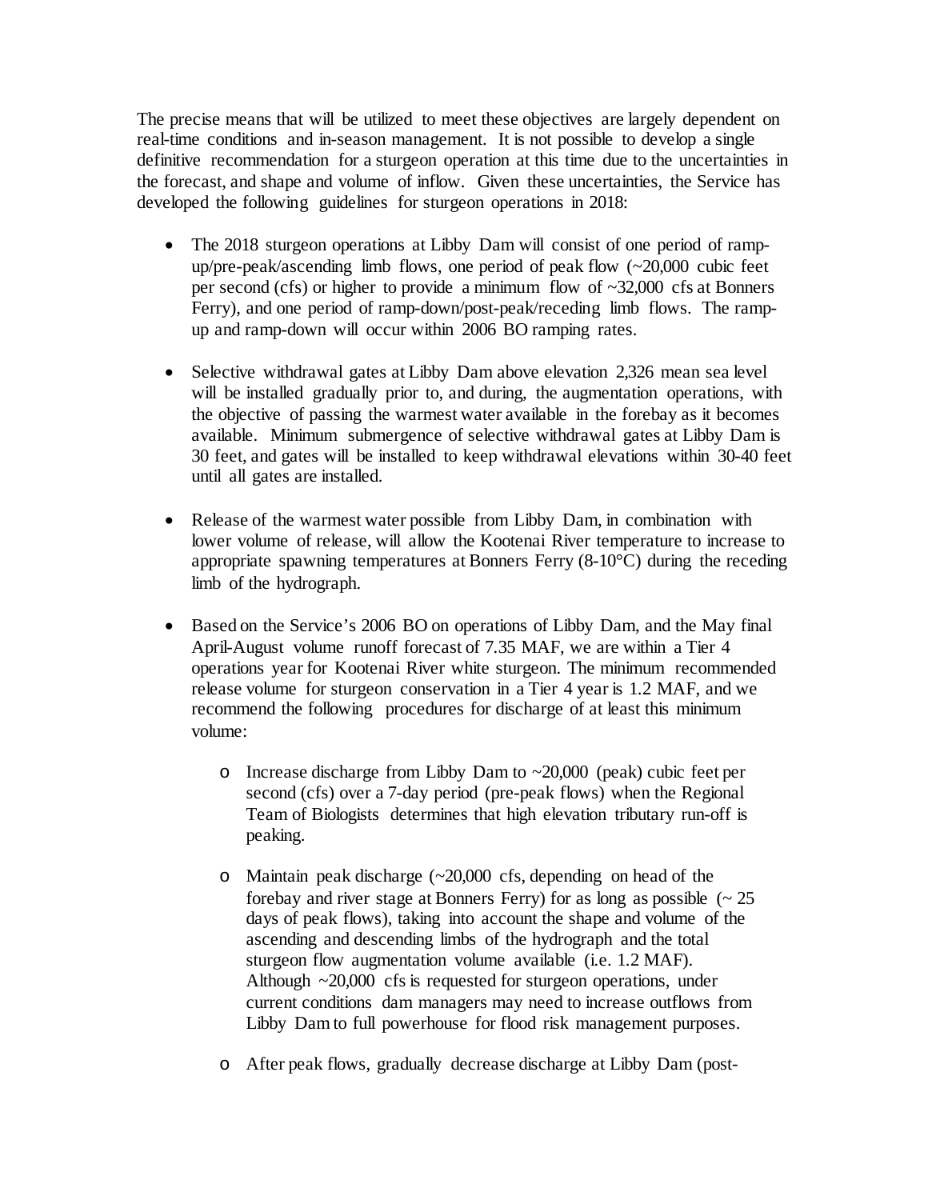The precise means that will be utilized to meet these objectives are largely dependent on real-time conditions and in-season management. It is not possible to develop a single definitive recommendation for a sturgeon operation at this time due to the uncertainties in the forecast, and shape and volume of inflow. Given these uncertainties, the Service has developed the following guidelines for sturgeon operations in 2018:

- The 2018 sturgeon operations at Libby Dam will consist of one period of ramp-up/pre-peak/ascending limb flows, one period of peak flow (~20,000 cubic feet per second (cfs) or higher to provide a minimum flow of ~32,000 cfs at Bonners Ferry), and one period of ramp-down/post-peak/receding limb flows. The ramp-up and ramp-down will occur within 2006 BO ramping rates.

- Selective withdrawal gates at Libby Dam above elevation 2,326 mean sea level will be installed gradually prior to, and during, the augmentation operations, with the objective of passing the warmest water available in the forebay as it becomes available. Minimum submergence of selective withdrawal gates at Libby Dam is 30 feet, and gates will be installed to keep withdrawal elevations within 30-40 feet until all gates are installed.

- Release of the warmest water possible from Libby Dam, in combination with lower volume of release, will allow the Kootenai River temperature to increase to appropriate spawning temperatures at Bonners Ferry (8-10°C) during the receding limb of the hydrograph.

- Based on the Service's 2006 BO on operations of Libby Dam, and the May final April-August volume runoff forecast of 7.35 MAF, we are within a Tier 4 operations year for Kootenai River white sturgeon. The minimum recommended release volume for sturgeon conservation in a Tier 4 year is 1.2 MAF, and we recommend the following procedures for discharge of at least this minimum volume:

  - Increase discharge from Libby Dam to ~20,000 (peak) cubic feet per second (cfs) over a 7-day period (pre-peak flows) when the Regional Team of Biologists determines that high elevation tributary run-off is peaking.

  - Maintain peak discharge (~20,000 cfs, depending on head of the forebay and river stage at Bonners Ferry) for as long as possible (~ 25 days of peak flows), taking into account the shape and volume of the ascending and descending limbs of the hydrograph and the total sturgeon flow augmentation volume available (i.e. 1.2 MAF). Although ~20,000 cfs is requested for sturgeon operations, under current conditions dam managers may need to increase outflows from Libby Dam to full powerhouse for flood risk management purposes.

  - After peak flows, gradually decrease discharge at Libby Dam (post-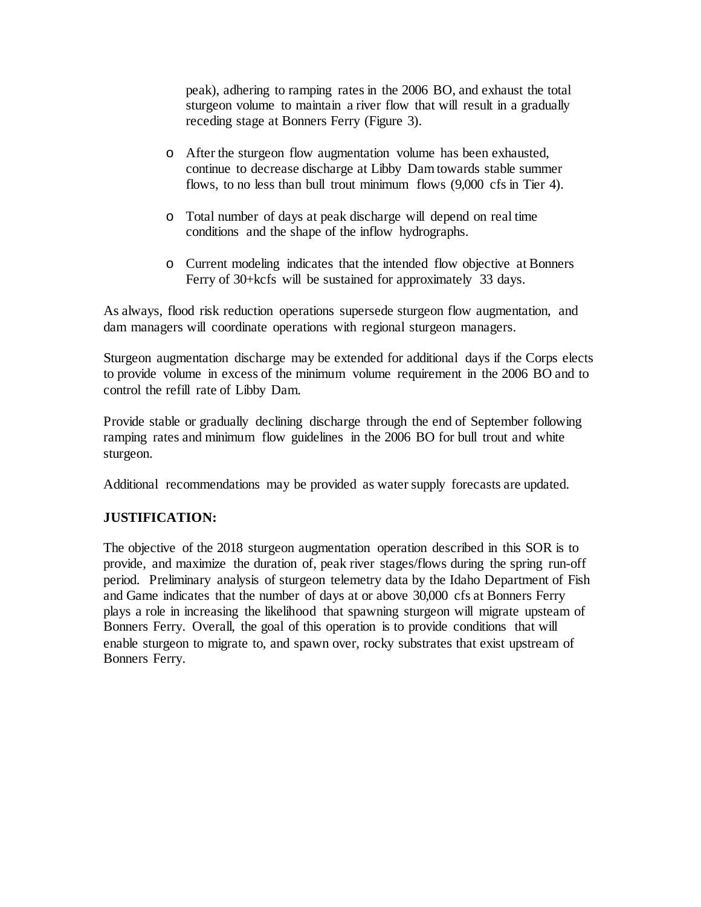peak), adhering to ramping rates in the 2006 BO, and exhaust the total sturgeon volume to maintain a river flow that will result in a gradually receding stage at Bonners Ferry (Figure 3).

- After the sturgeon flow augmentation volume has been exhausted, continue to decrease discharge at Libby Dam towards stable summer flows, to no less than bull trout minimum flows (9,000 cfs in Tier 4).
- Total number of days at peak discharge will depend on real time conditions and the shape of the inflow hydrographs.
- Current modeling indicates that the intended flow objective at Bonners Ferry of 30+kcfs will be sustained for approximately 33 days.

As always, flood risk reduction operations supersede sturgeon flow augmentation, and dam managers will coordinate operations with regional sturgeon managers.

Sturgeon augmentation discharge may be extended for additional days if the Corps elects to provide volume in excess of the minimum volume requirement in the 2006 BO and to control the refill rate of Libby Dam.

Provide stable or gradually declining discharge through the end of September following ramping rates and minimum flow guidelines in the 2006 BO for bull trout and white sturgeon.

Additional recommendations may be provided as water supply forecasts are updated.

**JUSTIFICATION:**

The objective of the 2018 sturgeon augmentation operation described in this SOR is to provide, and maximize the duration of, peak river stages/flows during the spring run-off period. Preliminary analysis of sturgeon telemetry data by the Idaho Department of Fish and Game indicates that the number of days at or above 30,000 cfs at Bonners Ferry plays a role in increasing the likelihood that spawning sturgeon will migrate upsteam of Bonners Ferry. Overall, the goal of this operation is to provide conditions that will enable sturgeon to migrate to, and spawn over, rocky substrates that exist upstream of Bonners Ferry.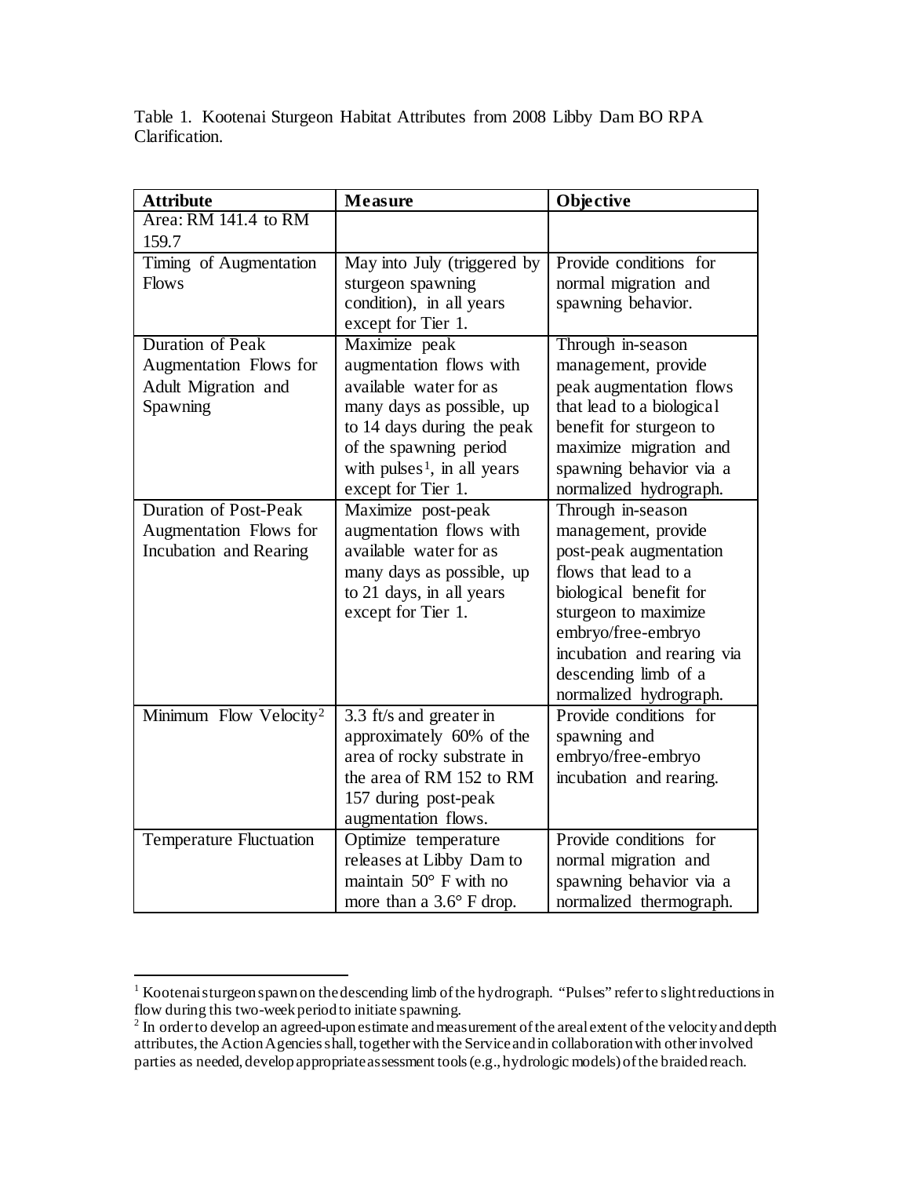Table 1. Kootenai Sturgeon Habitat Attributes from 2008 Libby Dam BO RPA Clarification.

| **Attribute** | **Measure** | **Objective** |
|---|---|---|
| Area: RM 141.4 to RM 159.7 | | |
| Timing of Augmentation Flows | May into July (triggered by sturgeon spawning condition), in all years except for Tier 1. | Provide conditions for normal migration and spawning behavior. |
| Duration of Peak Augmentation Flows for Adult Migration and Spawning | Maximize peak augmentation flows with available water for as many days as possible, up to 14 days during the peak of the spawning period with pulses[1], in all years except for Tier 1. | Through in-season management, provide peak augmentation flows that lead to a biological benefit for sturgeon to maximize migration and spawning behavior via a normalized hydrograph. |
| Duration of Post-Peak Augmentation Flows for Incubation and Rearing | Maximize post-peak augmentation flows with available water for as many days as possible, up to 21 days, in all years except for Tier 1. | Through in-season management, provide post-peak augmentation flows that lead to a biological benefit for sturgeon to maximize embryo/free-embryo incubation and rearing via descending limb of a normalized hydrograph. |
| Minimum Flow Velocity[2] | 3.3 ft/s and greater in approximately 60% of the area of rocky substrate in the area of RM 152 to RM 157 during post-peak augmentation flows. | Provide conditions for spawning and embryo/free-embryo incubation and rearing. |
| Temperature Fluctuation | Optimize temperature releases at Libby Dam to maintain 50° F with no more than a 3.6° F drop. | Provide conditions for normal migration and spawning behavior via a normalized thermograph. |

[1] Kootenai sturgeon spawn on the descending limb of the hydrograph. "Pulses" refer to slight reductions in flow during this two-week period to initiate spawning.

[2] In order to develop an agreed-upon estimate and measurement of the areal extent of the velocity and depth attributes, the Action Agencies shall, together with the Service and in collaboration with other involved parties as needed, develop appropriate assessment tools (e.g., hydrologic models) of the braided reach.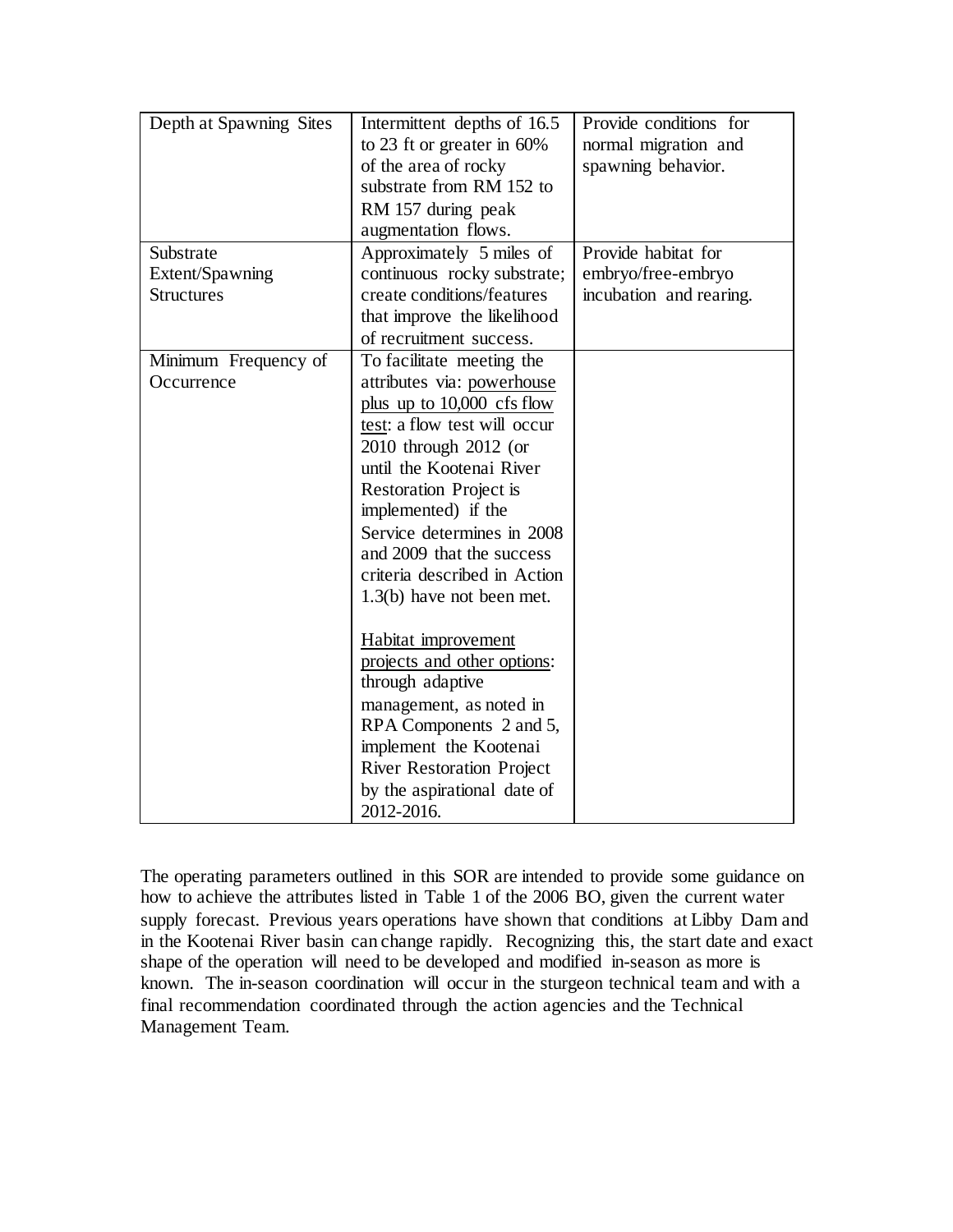| | | |
|---|---|---|
| Depth at Spawning Sites | Intermittent depths of 16.5 to 23 ft or greater in 60% of the area of rocky substrate from RM 152 to RM 157 during peak augmentation flows. | Provide conditions for normal migration and spawning behavior. |
| Substrate Extent/Spawning Structures | Approximately 5 miles of continuous rocky substrate; create conditions/features that improve the likelihood of recruitment success. | Provide habitat for embryo/free-embryo incubation and rearing. |
| Minimum Frequency of Occurrence | To facilitate meeting the attributes via: <u>powerhouse plus up to 10,000 cfs flow test</u>: a flow test will occur 2010 through 2012 (or until the Kootenai River Restoration Project is implemented) if the Service determines in 2008 and 2009 that the success criteria described in Action 1.3(b) have not been met.<br><br><u>Habitat improvement projects and other options</u>: through adaptive management, as noted in RPA Components 2 and 5, implement the Kootenai River Restoration Project by the aspirational date of 2012-2016. | |

The operating parameters outlined in this SOR are intended to provide some guidance on how to achieve the attributes listed in Table 1 of the 2006 BO, given the current water supply forecast. Previous years operations have shown that conditions at Libby Dam and in the Kootenai River basin can change rapidly. Recognizing this, the start date and exact shape of the operation will need to be developed and modified in-season as more is known. The in-season coordination will occur in the sturgeon technical team and with a final recommendation coordinated through the action agencies and the Technical Management Team.